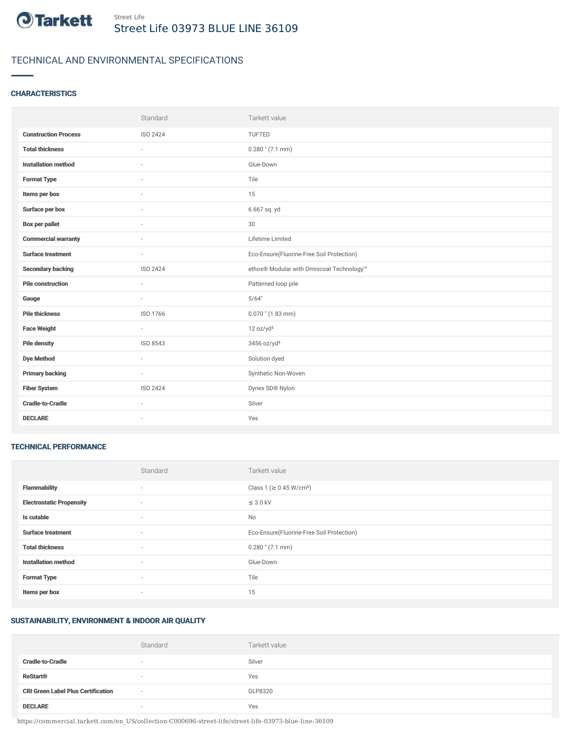Street Life

# Street Life 03973 BLUE LINE 36109

## TECHNICAL AND ENVIRONMENTAL SPECIFICATIONS

### CHARACTERISTICS

| | Standard | Tarkett value |
|---|---|---|
| **Construction Process** | ISO 2424 | TUFTED |
| **Total thickness** | - | 0.280 " (7.1 mm) |
| **Installation method** | - | Glue-Down |
| **Format Type** | - | Tile |
| **Items per box** | - | 15 |
| **Surface per box** | - | 6.667 sq. yd |
| **Box per pallet** | - | 30 |
| **Commercial warranty** | - | Lifetime Limited |
| **Surface treatment** | - | Eco-Ensure(Fluorine-Free Soil Protection) |
| **Secondary backing** | ISO 2424 | ethos® Modular with Omnicoat Technology™ |
| **Pile construction** | - | Patterned loop pile |
| **Gauge** | - | 5/64" |
| **Pile thickness** | ISO 1766 | 0.070 " (1.83 mm) |
| **Face Weight** | - | 12 oz/yd² |
| **Pile density** | ISO 8543 | 3456 oz/yd³ |
| **Dye Method** | - | Solution dyed |
| **Primary backing** | - | Synthetic Non-Woven |
| **Fiber System** | ISO 2424 | Dynex SD® Nylon |
| **Cradle-to-Cradle** | - | Silver |
| **DECLARE** | - | Yes |

### TECHNICAL PERFORMANCE

| | Standard | Tarkett value |
|---|---|---|
| **Flammability** | - | Class 1 (≥ 0.45 W/cm²) |
| **Electrostatic Propensity** | - | ≤ 3.0 kV |
| **Is cutable** | - | No |
| **Surface treatment** | - | Eco-Ensure(Fluorine-Free Soil Protection) |
| **Total thickness** | - | 0.280 " (7.1 mm) |
| **Installation method** | - | Glue-Down |
| **Format Type** | - | Tile |
| **Items per box** | - | 15 |

### SUSTAINABILITY, ENVIRONMENT & INDOOR AIR QUALITY

| | Standard | Tarkett value |
|---|---|---|
| **Cradle-to-Cradle** | - | Silver |
| **ReStart®** | - | Yes |
| **CRI Green Label Plus Certification** | - | GLP8320 |
| **DECLARE** | - | Yes |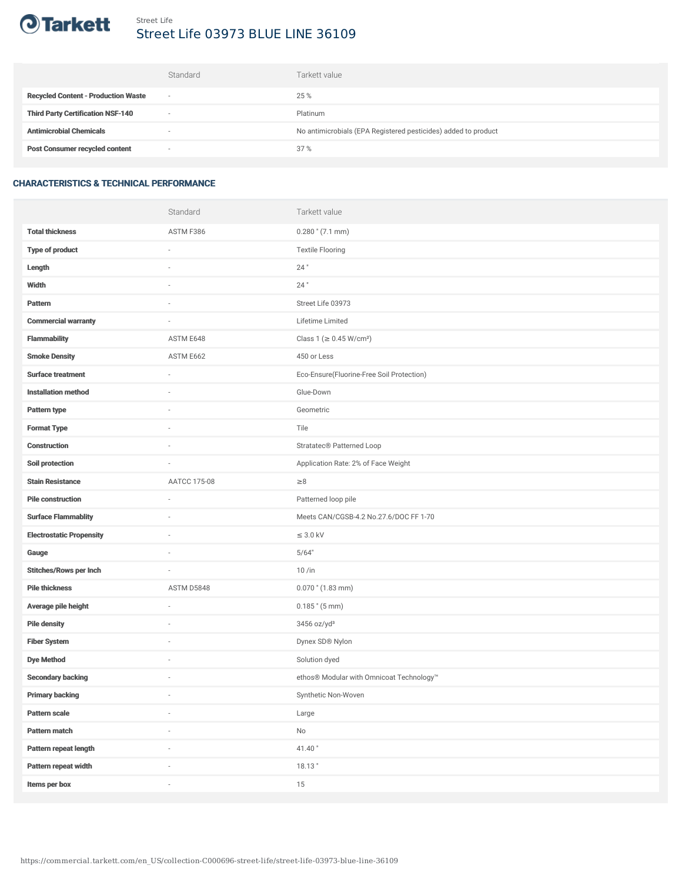Street Life

# Street Life 03973 BLUE LINE 36109

| | Standard | Tarkett value |
|---|---|---|
| **Recycled Content - Production Waste** | - | 25 % |
| **Third Party Certification NSF-140** | - | Platinum |
| **Antimicrobial Chemicals** | - | No antimicrobials (EPA Registered pesticides) added to product |
| **Post Consumer recycled content** | - | 37 % |

## CHARACTERISTICS & TECHNICAL PERFORMANCE

| | Standard | Tarkett value |
|---|---|---|
| **Total thickness** | ASTM F386 | 0.280 " (7.1 mm) |
| **Type of product** | - | Textile Flooring |
| **Length** | - | 24 " |
| **Width** | - | 24 " |
| **Pattern** | - | Street Life 03973 |
| **Commercial warranty** | - | Lifetime Limited |
| **Flammability** | ASTM E648 | Class 1 (≥ 0.45 W/cm²) |
| **Smoke Density** | ASTM E662 | 450 or Less |
| **Surface treatment** | - | Eco-Ensure(Fluorine-Free Soil Protection) |
| **Installation method** | - | Glue-Down |
| **Pattern type** | - | Geometric |
| **Format Type** | - | Tile |
| **Construction** | - | Stratatec® Patterned Loop |
| **Soil protection** | - | Application Rate: 2% of Face Weight |
| **Stain Resistance** | AATCC 175-08 | ≥8 |
| **Pile construction** | - | Patterned loop pile |
| **Surface Flammablity** | - | Meets CAN/CGSB-4.2 No.27.6/DOC FF 1-70 |
| **Electrostatic Propensity** | - | ≤ 3.0 kV |
| **Gauge** | - | 5/64" |
| **Stitches/Rows per Inch** | - | 10 /in |
| **Pile thickness** | ASTM D5848 | 0.070 " (1.83 mm) |
| **Average pile height** | - | 0.185 " (5 mm) |
| **Pile density** | - | 3456 oz/yd³ |
| **Fiber System** | - | Dynex SD® Nylon |
| **Dye Method** | - | Solution dyed |
| **Secondary backing** | - | ethos® Modular with Omnicoat Technology™ |
| **Primary backing** | - | Synthetic Non-Woven |
| **Pattern scale** | - | Large |
| **Pattern match** | - | No |
| **Pattern repeat length** | - | 41.40 " |
| **Pattern repeat width** | - | 18.13 " |
| **Items per box** | - | 15 |